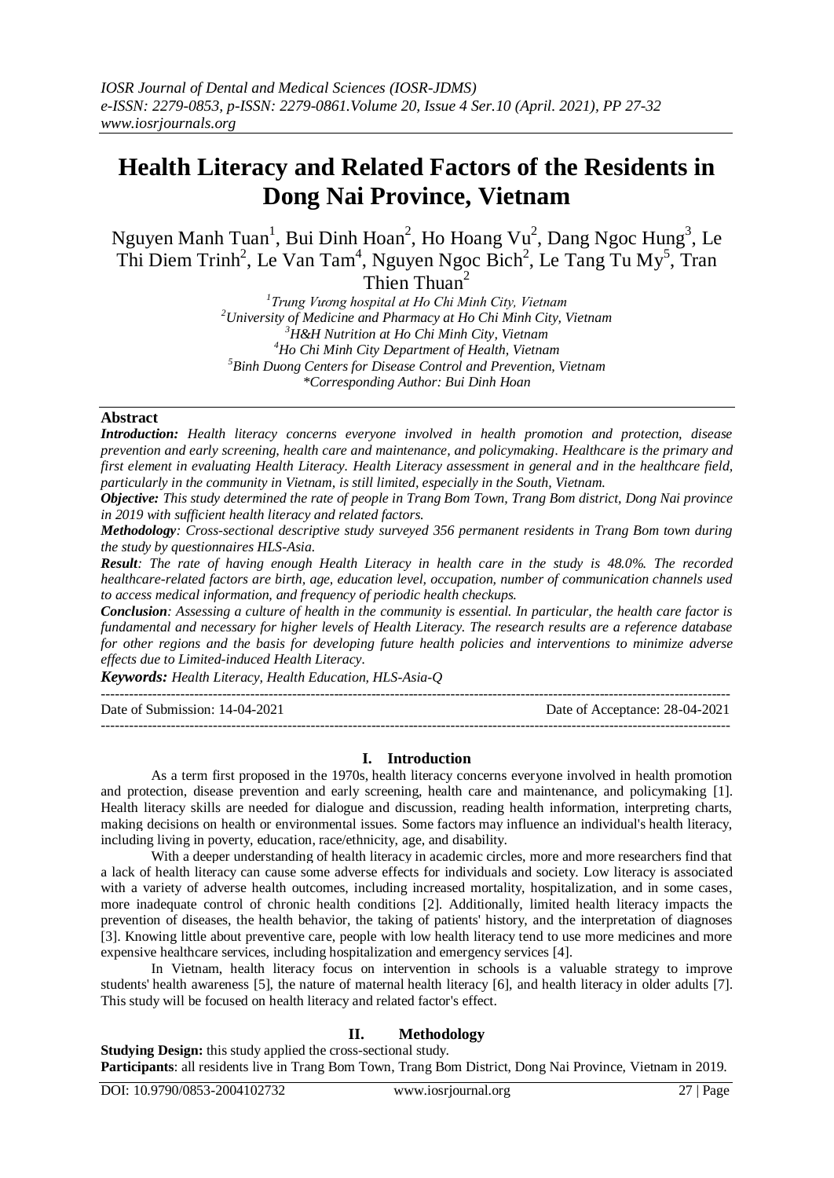# Health Literacy and Related Factors of the Residents in Dong Nai Province, Vietnam

Nguyen Manh Tuan[1], Bui Dinh Hoan[2], Ho Hoang Vu[2], Dang Ngoc Hung[3], Le Thi Diem Trinh[2], Le Van Tam[4], Nguyen Ngoc Bich[2], Le Tang Tu My[5], Tran Thien Thuan[2]

[1]*Trung Vuong hospital at Ho Chi Minh City, Vietnam*
[2]*University of Medicine and Pharmacy at Ho Chi Minh City, Vietnam*
[3]*H&H Nutrition at Ho Chi Minh City, Vietnam*
[4]*Ho Chi Minh City Department of Health, Vietnam*
[5]*Binh Duong Centers for Disease Control and Prevention, Vietnam*
*\*Corresponding Author: Bui Dinh Hoan*

## Abstract

***Introduction:*** *Health literacy concerns everyone involved in health promotion and protection, disease prevention and early screening, health care and maintenance, and policymaking. Healthcare is the primary and first element in evaluating Health Literacy. Health Literacy assessment in general and in the healthcare field, particularly in the community in Vietnam, is still limited, especially in the South, Vietnam.*

***Objective:*** *This study determined the rate of people in Trang Bom Town, Trang Bom district, Dong Nai province in 2019 with sufficient health literacy and related factors.*

***Methodology****: Cross-sectional descriptive study surveyed 356 permanent residents in Trang Bom town during the study by questionnaires HLS-Asia.*

***Result****: The rate of having enough Health Literacy in health care in the study is 48.0%. The recorded healthcare-related factors are birth, age, education level, occupation, number of communication channels used to access medical information, and frequency of periodic health checkups.*

***Conclusion****: Assessing a culture of health in the community is essential. In particular, the health care factor is fundamental and necessary for higher levels of Health Literacy. The research results are a reference database for other regions and the basis for developing future health policies and interventions to minimize adverse effects due to Limited-induced Health Literacy.*

***Keywords:*** *Health Literacy, Health Education, HLS-Asia-Q*

Date of Submission: 14-04-2021 Date of Acceptance: 28-04-2021

## I. Introduction

As a term first proposed in the 1970s, health literacy concerns everyone involved in health promotion and protection, disease prevention and early screening, health care and maintenance, and policymaking [1]. Health literacy skills are needed for dialogue and discussion, reading health information, interpreting charts, making decisions on health or environmental issues. Some factors may influence an individual's health literacy, including living in poverty, education, race/ethnicity, age, and disability.

With a deeper understanding of health literacy in academic circles, more and more researchers find that a lack of health literacy can cause some adverse effects for individuals and society. Low literacy is associated with a variety of adverse health outcomes, including increased mortality, hospitalization, and in some cases, more inadequate control of chronic health conditions [2]. Additionally, limited health literacy impacts the prevention of diseases, the health behavior, the taking of patients' history, and the interpretation of diagnoses [3]. Knowing little about preventive care, people with low health literacy tend to use more medicines and more expensive healthcare services, including hospitalization and emergency services [4].

In Vietnam, health literacy focus on intervention in schools is a valuable strategy to improve students' health awareness [5], the nature of maternal health literacy [6], and health literacy in older adults [7]. This study will be focused on health literacy and related factor's effect.

## II. Methodology

**Studying Design:** this study applied the cross-sectional study.

**Participants**: all residents live in Trang Bom Town, Trang Bom District, Dong Nai Province, Vietnam in 2019.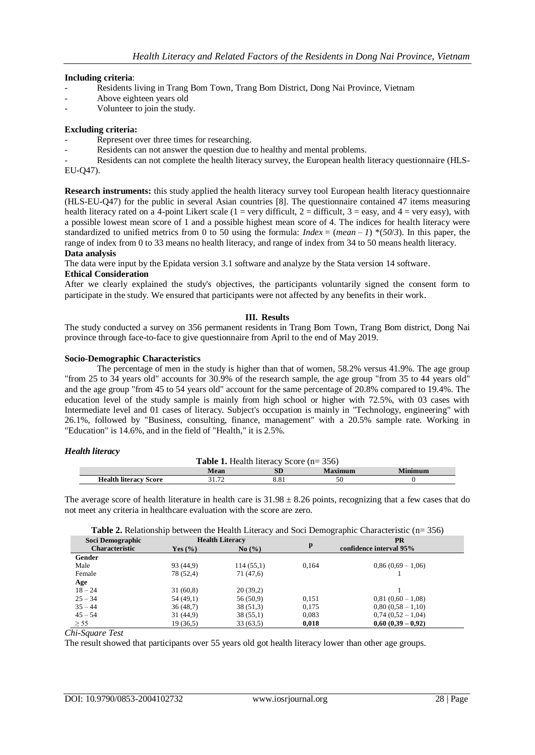**Including criteria**:

- Residents living in Trang Bom Town, Trang Bom District, Dong Nai Province, Vietnam
- Above eighteen years old
- Volunteer to join the study.

**Excluding criteria:**

- Represent over three times for researching.
- Residents can not answer the question due to healthy and mental problems.
- Residents can not complete the health literacy survey, the European health literacy questionnaire (HLS-EU-Q47).

**Research instruments:** this study applied the health literacy survey tool European health literacy questionnaire (HLS-EU-Q47) for the public in several Asian countries [8]. The questionnaire contained 47 items measuring health literacy rated on a 4-point Likert scale (1 = very difficult, 2 = difficult, 3 = easy, and 4 = very easy), with a possible lowest mean score of 1 and a possible highest mean score of 4. The indices for health literacy were standardized to unified metrics from 0 to 50 using the formula: $Index = (mean - 1) * (50/3)$. In this paper, the range of index from 0 to 33 means no health literacy, and range of index from 34 to 50 means health literacy.

**Data analysis**

The data were input by the Epidata version 3.1 software and analyze by the Stata version 14 software.

**Ethical Consideration**

After we clearly explained the study's objectives, the participants voluntarily signed the consent form to participate in the study. We ensured that participants were not affected by any benefits in their work.

## III. Results

The study conducted a survey on 356 permanent residents in Trang Bom Town, Trang Bom district, Dong Nai province through face-to-face to give questionnaire from April to the end of May 2019.

**Socio-Demographic Characteristics**

The percentage of men in the study is higher than that of women, 58.2% versus 41.9%. The age group "from 25 to 34 years old" accounts for 30.9% of the research sample, the age group "from 35 to 44 years old" and the age group "from 45 to 54 years old" account for the same percentage of 20.8% compared to 19.4%. The education level of the study sample is mainly from high school or higher with 72.5%, with 03 cases with Intermediate level and 01 cases of literacy. Subject's occupation is mainly in "Technology, engineering" with 26.1%, followed by "Business, consulting, finance, management" with a 20.5% sample rate. Working in "Education" is 14.6%, and in the field of "Health," it is 2.5%.

***Health literacy***

**Table 1.** Health literacy Score (n= 356)

| | Mean | SD | Maximum | Minimum |
|---|---|---|---|---|
| **Health literacy Score** | 31.72 | 8.81 | 50 | 0 |

The average score of health literature in health care is 31.98 ± 8.26 points, recognizing that a few cases that do not meet any criteria in healthcare evaluation with the score are zero.

**Table 2.** Relationship between the Health Literacy and Soci Demographic Characteristic (n= 356)

| Soci Demographic Characteristic | Health Literacy | | p | PR confidence interval 95% |
|---|---|---|---|---|
| | Yes (%) | No (%) | | |
| **Gender** | | | | |
| Male | 93 (44,9) | 114 (55,1) | 0,164 | 0,86 (0,69 – 1,06) |
| Female | 78 (52,4) | 71 (47,6) | | 1 |
| **Age** | | | | |
| 18 – 24 | 31 (60,8) | 20 (39,2) | | 1 |
| 25 – 34 | 54 (49,1) | 56 (50,9) | 0,151 | 0,81 (0,60 – 1,08) |
| 35 – 44 | 36 (48,7) | 38 (51,3) | 0,175 | 0,80 (0,58 – 1,10) |
| 45 – 54 | 31 (44,9) | 38 (55,1) | 0,083 | 0,74 (0,52 – 1,04) |
| ≥ 55 | 19 (36,5) | 33 (63,5) | **0,018** | **0,60 (0,39 – 0,92)** |

*Chi-Square Test*

The result showed that participants over 55 years old got health literacy lower than other age groups.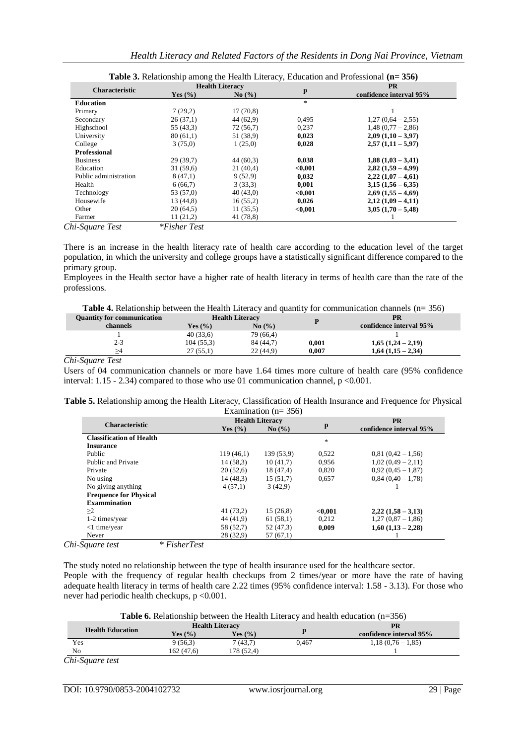**Table 3.** Relationship among the Health Literacy, Education and Professional **(n= 356)**

| Characteristic | Health Literacy | | p | PR |
|---|---|---|---|---|
| | Yes (%) | No (%) | | confidence interval 95% |
| **Education** | | | * | |
| Primary | 7 (29,2) | 17 (70,8) | | 1 |
| Secondary | 26 (37,1) | 44 (62,9) | 0,495 | 1,27 (0,64 – 2,55) |
| Highschool | 55 (43,3) | 72 (56,7) | 0,237 | 1,48 (0,77 – 2,86) |
| University | 80 (61,1) | 51 (38,9) | **0,023** | **2,09 (1,10 – 3,97)** |
| College | 3 (75,0) | 1 (25,0) | **0,028** | **2,57 (1,11 – 5,97)** |
| **Professional** | | | | |
| Business | 29 (39,7) | 44 (60,3) | **0,038** | **1,88 (1,03 – 3,41)** |
| Education | 31 (59,6) | 21 (40,4) | **<0,001** | **2,82 (1,59 – 4,99)** |
| Public administration | 8 (47,1) | 9 (52,9) | **0,032** | **2,22 (1,07 – 4,61)** |
| Health | 6 (66,7) | 3 (33,3) | **0,001** | **3,15 (1,56 – 6,35)** |
| Technology | 53 (57,0) | 40 (43,0) | **<0,001** | **2,69 (1,55 – 4,69)** |
| Housewife | 13 (44,8) | 16 (55,2) | **0,026** | **2,12 (1,09 – 4,11)** |
| Other | 20 (64,5) | 11 (35,5) | **<0,001** | **3,05 (1,70 – 5,48)** |
| Farmer | 11 (21,2) | 41 (78,8) | | 1 |

*Chi-Square Test* *\*Fisher Test*

There is an increase in the health literacy rate of health care according to the education level of the target population, in which the university and college groups have a statistically significant difference compared to the primary group.

Employees in the Health sector have a higher rate of health literacy in terms of health care than the rate of the professions.

**Table 4.** Relationship between the Health Literacy and quantity for communication channels (n= 356)

| Quantity for communication channels | Health Literacy | | P | PR |
|---|---|---|---|---|
| | Yes (%) | No (%) | | confidence interval 95% |
| 1 | 40 (33,6) | 79 (66,4) | | 1 |
| 2-3 | 104 (55,3) | 84 (44,7) | **0,001** | **1,65 (1,24 – 2,19)** |
| ≥4 | 27 (55,1) | 22 (44,9) | **0,007** | **1,64 (1,15 – 2,34)** |

*Chi-Square Test*

Users of 04 communication channels or more have 1.64 times more culture of health care (95% confidence interval: 1.15 - 2.34) compared to those who use 01 communication channel, p <0.001.

**Table 5.** Relationship among the Health Literacy, Classification of Health Insurance and Frequence for Physical Examination (n= 356)

| Characteristic | Health Literacy | | p | PR |
|---|---|---|---|---|
| | Yes (%) | No (%) | | confidence interval 95% |
| **Classification of Health Insurance** | | | * | |
| Public | 119 (46,1) | 139 (53,9) | 0,522 | 0,81 (0,42 – 1,56) |
| Public and Private | 14 (58,3) | 10 (41,7) | 0,956 | 1,02 (0,49 – 2,11) |
| Private | 20 (52,6) | 18 (47,4) | 0,820 | 0,92 (0,45 – 1,87) |
| No using | 14 (48,3) | 15 (51,7) | 0,657 | 0,84 (0,40 – 1,78) |
| No giving anything | 4 (57,1) | 3 (42,9) | | 1 |
| **Frequence for Physical Exammination** | | | | |
| ≥2 | 41 (73,2) | 15 (26,8) | **<0,001** | **2,22 (1,58 – 3,13)** |
| 1-2 times/year | 44 (41,9) | 61 (58,1) | 0,212 | 1,27 (0,87 – 1,86) |
| <1 time/year | 58 (52,7) | 52 (47,3) | **0,009** | **1,60 (1,13 – 2,28)** |
| Never | 28 (32,9) | 57 (67,1) | | 1 |

*Chi-Square test* *\* FisherTest*

The study noted no relationship between the type of health insurance used for the healthcare sector.

People with the frequency of regular health checkups from 2 times/year or more have the rate of having adequate health literacy in terms of health care 2.22 times (95% confidence interval: 1.58 - 3.13). For those who never had periodic health checkups, p <0.001.

**Table 6.** Relationship between the Health Literacy and health education (n=356)

| Health Education | Health Literacy | | p | PR |
|---|---|---|---|---|
| | Yes (%) | Yes (%) | | confidence interval 95% |
| Yes | 9 (56,3) | 7 (43,7) | 0,467 | 1,18 (0,76 – 1,85) |
| No | 162 (47,6) | 178 (52,4) | | 1 |

*Chi-Square test*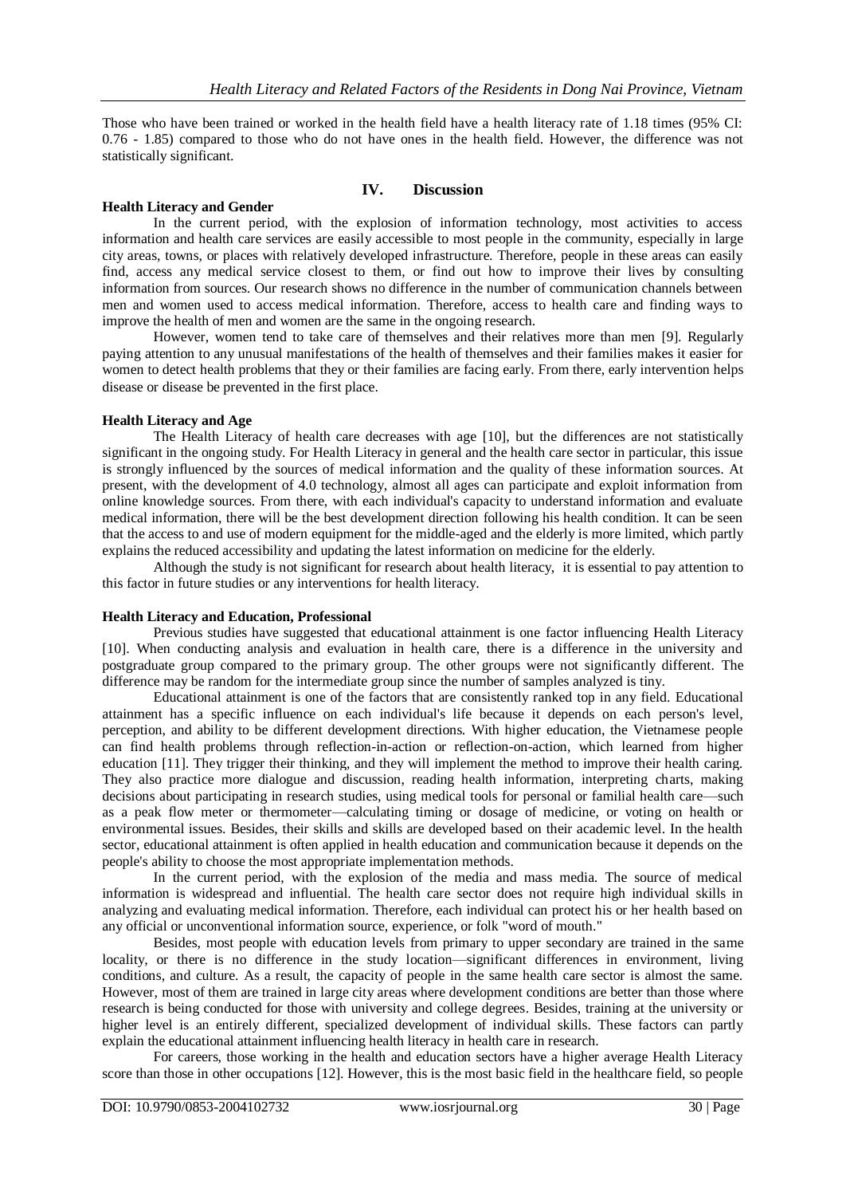Those who have been trained or worked in the health field have a health literacy rate of 1.18 times (95% CI: 0.76 - 1.85) compared to those who do not have ones in the health field. However, the difference was not statistically significant.

## IV. Discussion

### Health Literacy and Gender

In the current period, with the explosion of information technology, most activities to access information and health care services are easily accessible to most people in the community, especially in large city areas, towns, or places with relatively developed infrastructure. Therefore, people in these areas can easily find, access any medical service closest to them, or find out how to improve their lives by consulting information from sources. Our research shows no difference in the number of communication channels between men and women used to access medical information. Therefore, access to health care and finding ways to improve the health of men and women are the same in the ongoing research.

However, women tend to take care of themselves and their relatives more than men [9]. Regularly paying attention to any unusual manifestations of the health of themselves and their families makes it easier for women to detect health problems that they or their families are facing early. From there, early intervention helps disease or disease be prevented in the first place.

### Health Literacy and Age

The Health Literacy of health care decreases with age [10], but the differences are not statistically significant in the ongoing study. For Health Literacy in general and the health care sector in particular, this issue is strongly influenced by the sources of medical information and the quality of these information sources. At present, with the development of 4.0 technology, almost all ages can participate and exploit information from online knowledge sources. From there, with each individual's capacity to understand information and evaluate medical information, there will be the best development direction following his health condition. It can be seen that the access to and use of modern equipment for the middle-aged and the elderly is more limited, which partly explains the reduced accessibility and updating the latest information on medicine for the elderly.

Although the study is not significant for research about health literacy, it is essential to pay attention to this factor in future studies or any interventions for health literacy.

### Health Literacy and Education, Professional

Previous studies have suggested that educational attainment is one factor influencing Health Literacy [10]. When conducting analysis and evaluation in health care, there is a difference in the university and postgraduate group compared to the primary group. The other groups were not significantly different. The difference may be random for the intermediate group since the number of samples analyzed is tiny.

Educational attainment is one of the factors that are consistently ranked top in any field. Educational attainment has a specific influence on each individual's life because it depends on each person's level, perception, and ability to be different development directions. With higher education, the Vietnamese people can find health problems through reflection-in-action or reflection-on-action, which learned from higher education [11]. They trigger their thinking, and they will implement the method to improve their health caring. They also practice more dialogue and discussion, reading health information, interpreting charts, making decisions about participating in research studies, using medical tools for personal or familial health care—such as a peak flow meter or thermometer—calculating timing or dosage of medicine, or voting on health or environmental issues. Besides, their skills and skills are developed based on their academic level. In the health sector, educational attainment is often applied in health education and communication because it depends on the people's ability to choose the most appropriate implementation methods.

In the current period, with the explosion of the media and mass media. The source of medical information is widespread and influential. The health care sector does not require high individual skills in analyzing and evaluating medical information. Therefore, each individual can protect his or her health based on any official or unconventional information source, experience, or folk "word of mouth."

Besides, most people with education levels from primary to upper secondary are trained in the same locality, or there is no difference in the study location—significant differences in environment, living conditions, and culture. As a result, the capacity of people in the same health care sector is almost the same. However, most of them are trained in large city areas where development conditions are better than those where research is being conducted for those with university and college degrees. Besides, training at the university or higher level is an entirely different, specialized development of individual skills. These factors can partly explain the educational attainment influencing health literacy in health care in research.

For careers, those working in the health and education sectors have a higher average Health Literacy score than those in other occupations [12]. However, this is the most basic field in the healthcare field, so people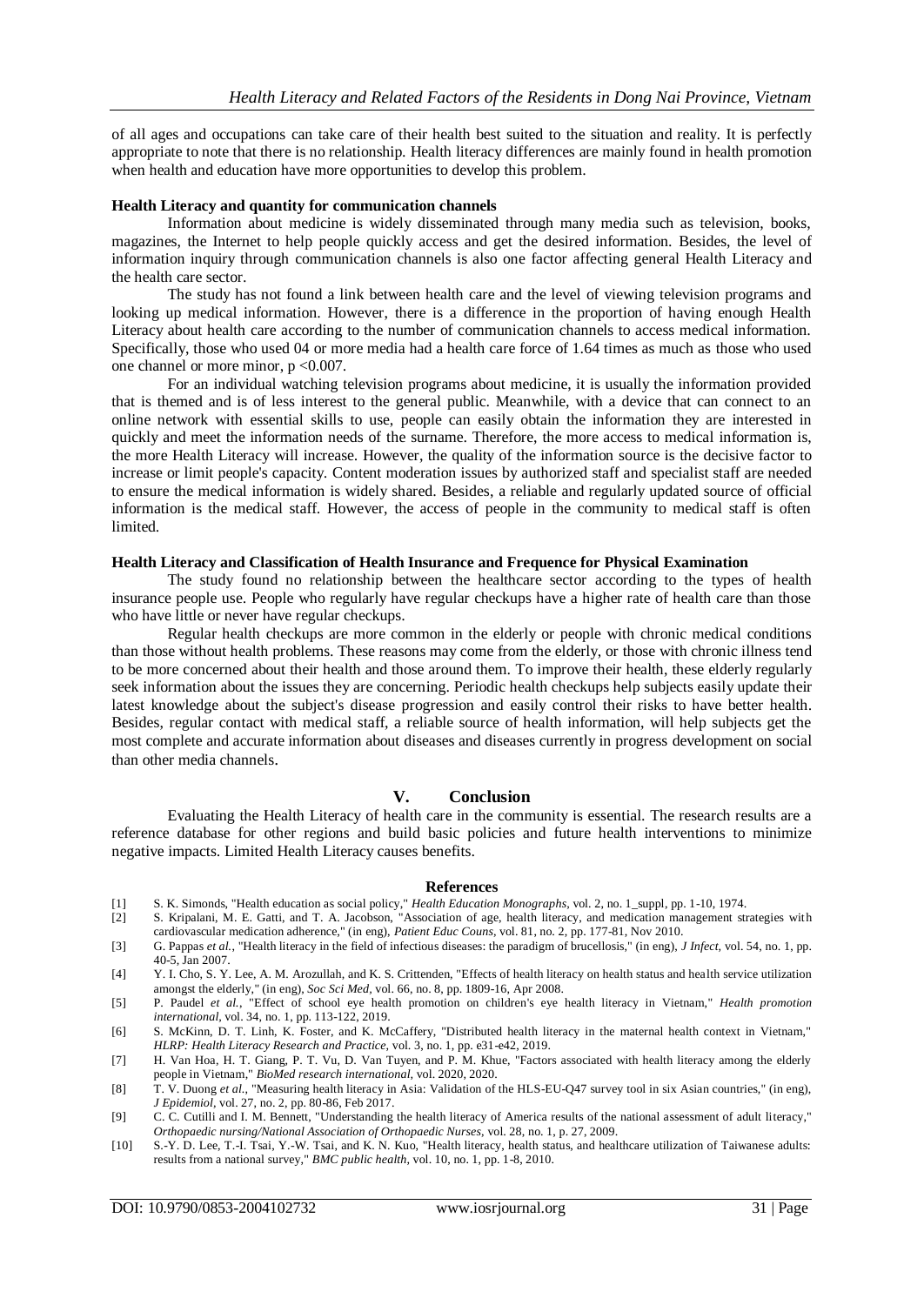of all ages and occupations can take care of their health best suited to the situation and reality. It is perfectly appropriate to note that there is no relationship. Health literacy differences are mainly found in health promotion when health and education have more opportunities to develop this problem.

**Health Literacy and quantity for communication channels**

Information about medicine is widely disseminated through many media such as television, books, magazines, the Internet to help people quickly access and get the desired information. Besides, the level of information inquiry through communication channels is also one factor affecting general Health Literacy and the health care sector.

The study has not found a link between health care and the level of viewing television programs and looking up medical information. However, there is a difference in the proportion of having enough Health Literacy about health care according to the number of communication channels to access medical information. Specifically, those who used 04 or more media had a health care force of 1.64 times as much as those who used one channel or more minor, $p < 0.007$.

For an individual watching television programs about medicine, it is usually the information provided that is themed and is of less interest to the general public. Meanwhile, with a device that can connect to an online network with essential skills to use, people can easily obtain the information they are interested in quickly and meet the information needs of the surname. Therefore, the more access to medical information is, the more Health Literacy will increase. However, the quality of the information source is the decisive factor to increase or limit people's capacity. Content moderation issues by authorized staff and specialist staff are needed to ensure the medical information is widely shared. Besides, a reliable and regularly updated source of official information is the medical staff. However, the access of people in the community to medical staff is often limited.

**Health Literacy and Classification of Health Insurance and Frequence for Physical Examination**

The study found no relationship between the healthcare sector according to the types of health insurance people use. People who regularly have regular checkups have a higher rate of health care than those who have little or never have regular checkups.

Regular health checkups are more common in the elderly or people with chronic medical conditions than those without health problems. These reasons may come from the elderly, or those with chronic illness tend to be more concerned about their health and those around them. To improve their health, these elderly regularly seek information about the issues they are concerning. Periodic health checkups help subjects easily update their latest knowledge about the subject's disease progression and easily control their risks to have better health. Besides, regular contact with medical staff, a reliable source of health information, will help subjects get the most complete and accurate information about diseases and diseases currently in progress development on social than other media channels.

## V. Conclusion

Evaluating the Health Literacy of health care in the community is essential. The research results are a reference database for other regions and build basic policies and future health interventions to minimize negative impacts. Limited Health Literacy causes benefits.

## References

[1] S. K. Simonds, "Health education as social policy," *Health Education Monographs*, vol. 2, no. 1_suppl, pp. 1-10, 1974.

[2] S. Kripalani, M. E. Gatti, and T. A. Jacobson, "Association of age, health literacy, and medication management strategies with cardiovascular medication adherence," (in eng), *Patient Educ Couns*, vol. 81, no. 2, pp. 177-81, Nov 2010.

[3] G. Pappas *et al.*, "Health literacy in the field of infectious diseases: the paradigm of brucellosis," (in eng), *J Infect*, vol. 54, no. 1, pp. 40-5, Jan 2007.

[4] Y. I. Cho, S. Y. Lee, A. M. Arozullah, and K. S. Crittenden, "Effects of health literacy on health status and health service utilization amongst the elderly," (in eng), *Soc Sci Med*, vol. 66, no. 8, pp. 1809-16, Apr 2008.

[5] P. Paudel *et al.*, "Effect of school eye health promotion on children's eye health literacy in Vietnam," *Health promotion international*, vol. 34, no. 1, pp. 113-122, 2019.

[6] S. McKinn, D. T. Linh, K. Foster, and K. McCaffery, "Distributed health literacy in the maternal health context in Vietnam," *HLRP: Health Literacy Research and Practice*, vol. 3, no. 1, pp. e31-e42, 2019.

[7] H. Van Hoa, H. T. Giang, P. T. Vu, D. Van Tuyen, and P. M. Khue, "Factors associated with health literacy among the elderly people in Vietnam," *BioMed research international*, vol. 2020, 2020.

[8] T. V. Duong *et al.*, "Measuring health literacy in Asia: Validation of the HLS-EU-Q47 survey tool in six Asian countries," (in eng), *J Epidemiol*, vol. 27, no. 2, pp. 80-86, Feb 2017.

[9] C. C. Cutilli and I. M. Bennett, "Understanding the health literacy of America results of the national assessment of adult literacy," *Orthopaedic nursing/National Association of Orthopaedic Nurses*, vol. 28, no. 1, p. 27, 2009.

[10] S.-Y. D. Lee, T.-I. Tsai, Y.-W. Tsai, and K. N. Kuo, "Health literacy, health status, and healthcare utilization of Taiwanese adults: results from a national survey," *BMC public health*, vol. 10, no. 1, pp. 1-8, 2010.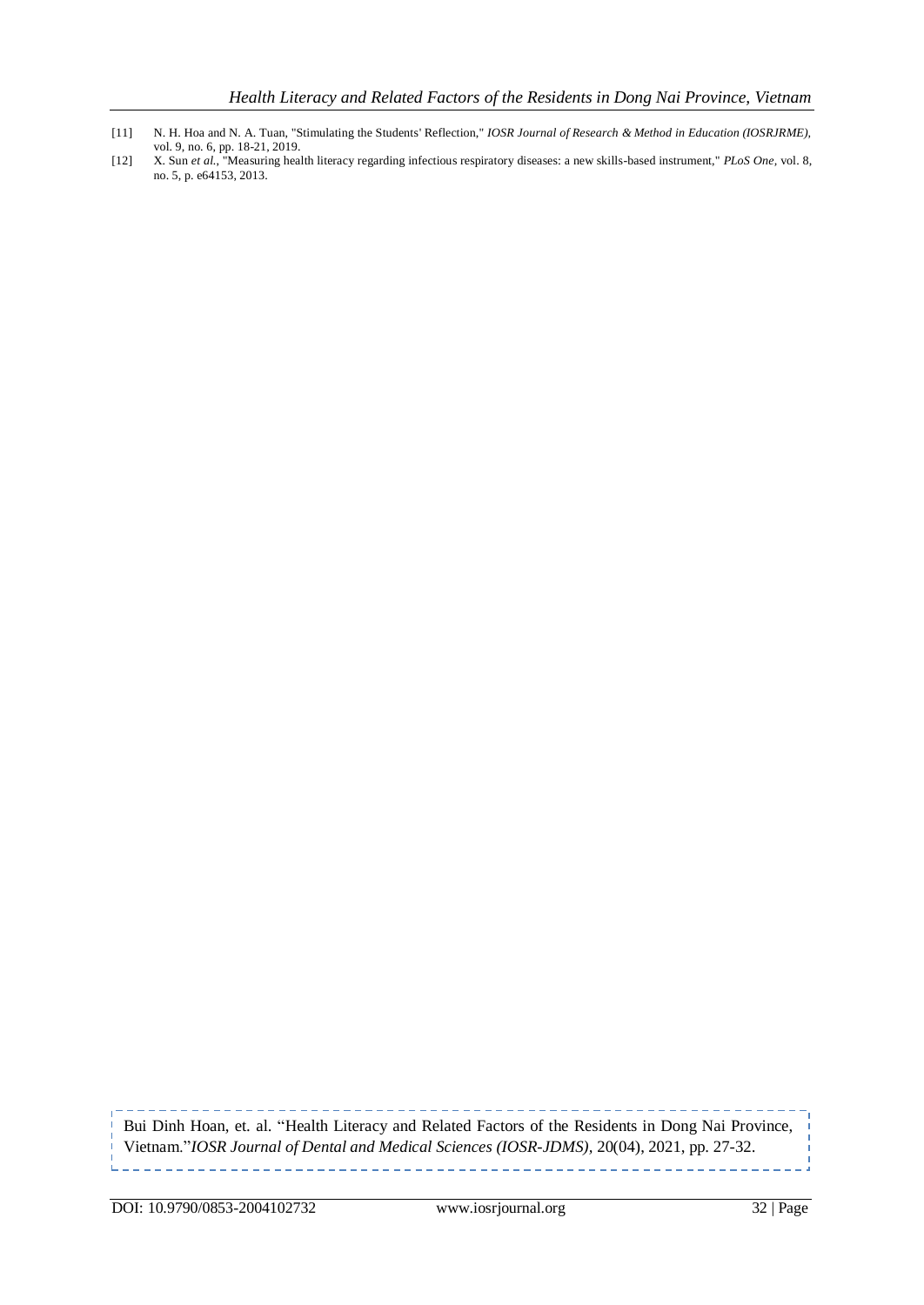[11] N. H. Hoa and N. A. Tuan, "Stimulating the Students' Reflection," *IOSR Journal of Research & Method in Education (IOSRJRME)*, vol. 9, no. 6, pp. 18-21, 2019.

[12] X. Sun *et al.*, "Measuring health literacy regarding infectious respiratory diseases: a new skills-based instrument," *PLoS One*, vol. 8, no. 5, p. e64153, 2013.

Bui Dinh Hoan, et. al. "Health Literacy and Related Factors of the Residents in Dong Nai Province, Vietnam."*IOSR Journal of Dental and Medical Sciences (IOSR-JDMS)*, 20(04), 2021, pp. 27-32.